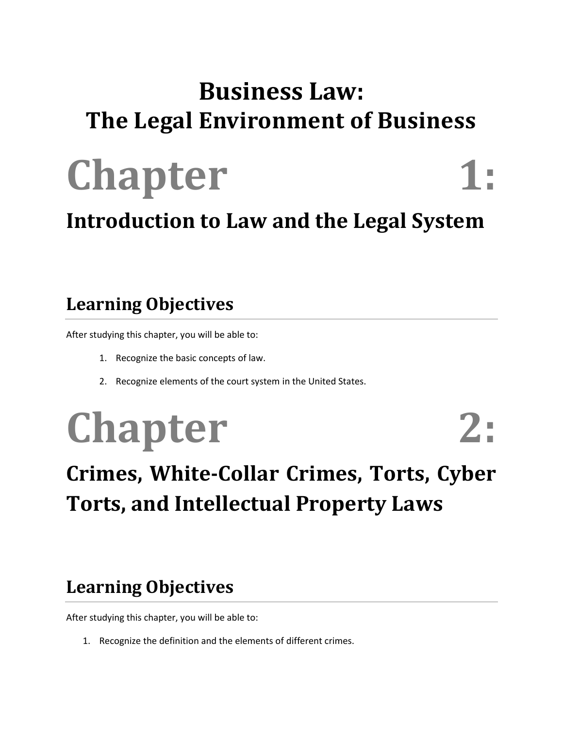# Business Law: The Legal Environment of Business

# Chapter 1:

## Introduction to Law and the Legal System

### Learning Objectives

After studying this chapter, you will be able to:

1. Recognize the basic concepts of law.
2. Recognize elements of the court system in the United States.

# Chapter 2:

## Crimes, White-Collar Crimes, Torts, Cyber Torts, and Intellectual Property Laws

### Learning Objectives

After studying this chapter, you will be able to:

1. Recognize the definition and the elements of different crimes.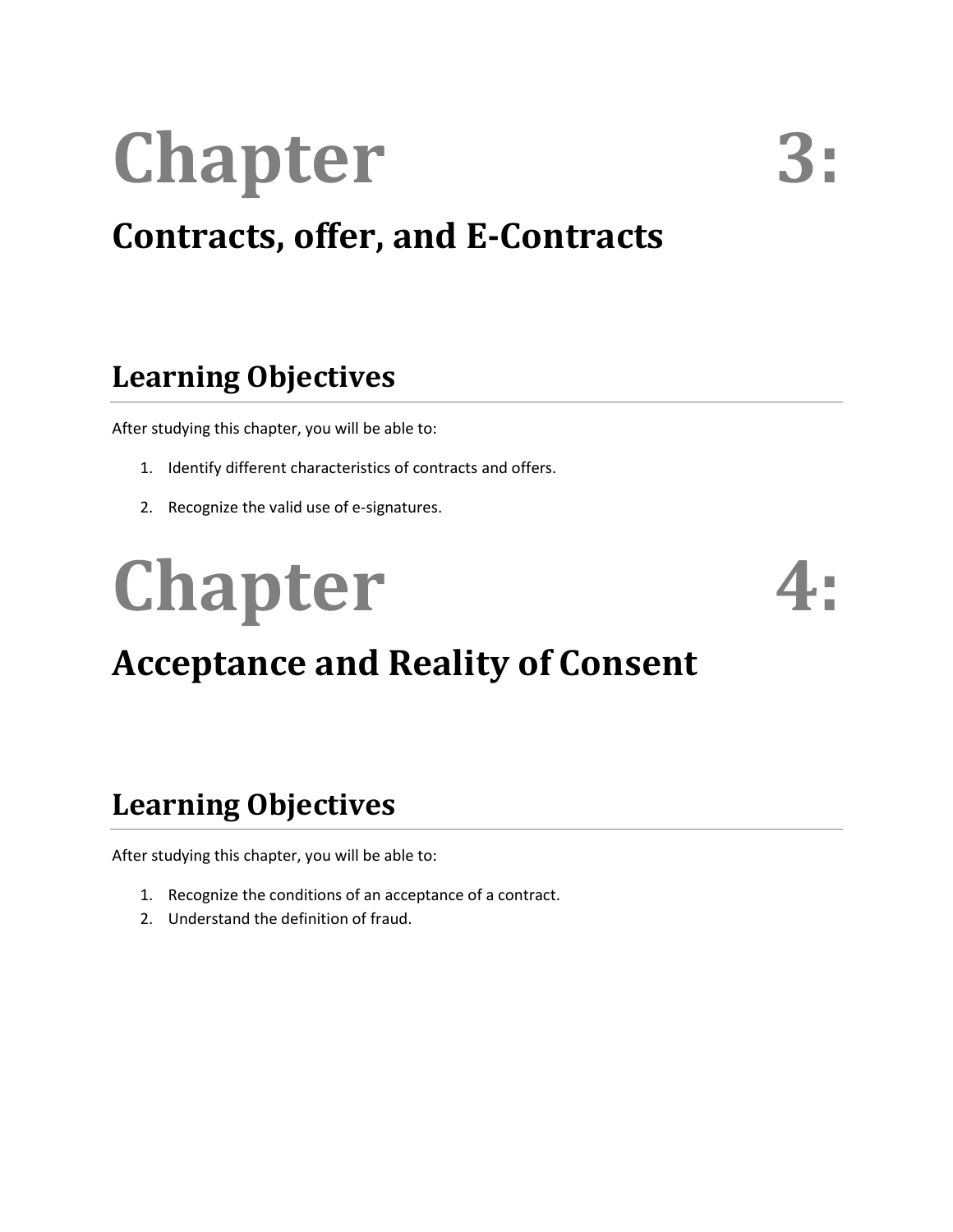# Chapter 3:

## Contracts, offer, and E-Contracts

## Learning Objectives

After studying this chapter, you will be able to:

1. Identify different characteristics of contracts and offers.
2. Recognize the valid use of e-signatures.

# Chapter 4:

## Acceptance and Reality of Consent

## Learning Objectives

After studying this chapter, you will be able to:

1. Recognize the conditions of an acceptance of a contract.
2. Understand the definition of fraud.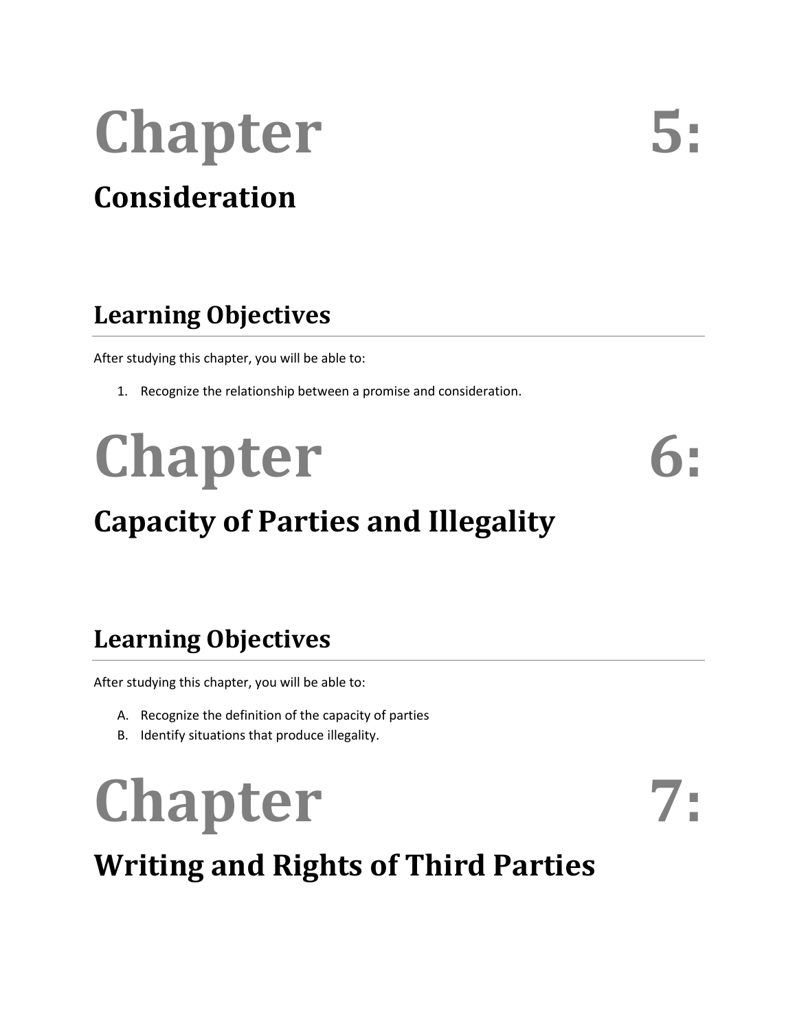# Chapter 5: Consideration

## Learning Objectives

After studying this chapter, you will be able to:

1. Recognize the relationship between a promise and consideration.

# Chapter 6: Capacity of Parties and Illegality

## Learning Objectives

After studying this chapter, you will be able to:

A. Recognize the definition of the capacity of parties
B. Identify situations that produce illegality.

# Chapter 7: Writing and Rights of Third Parties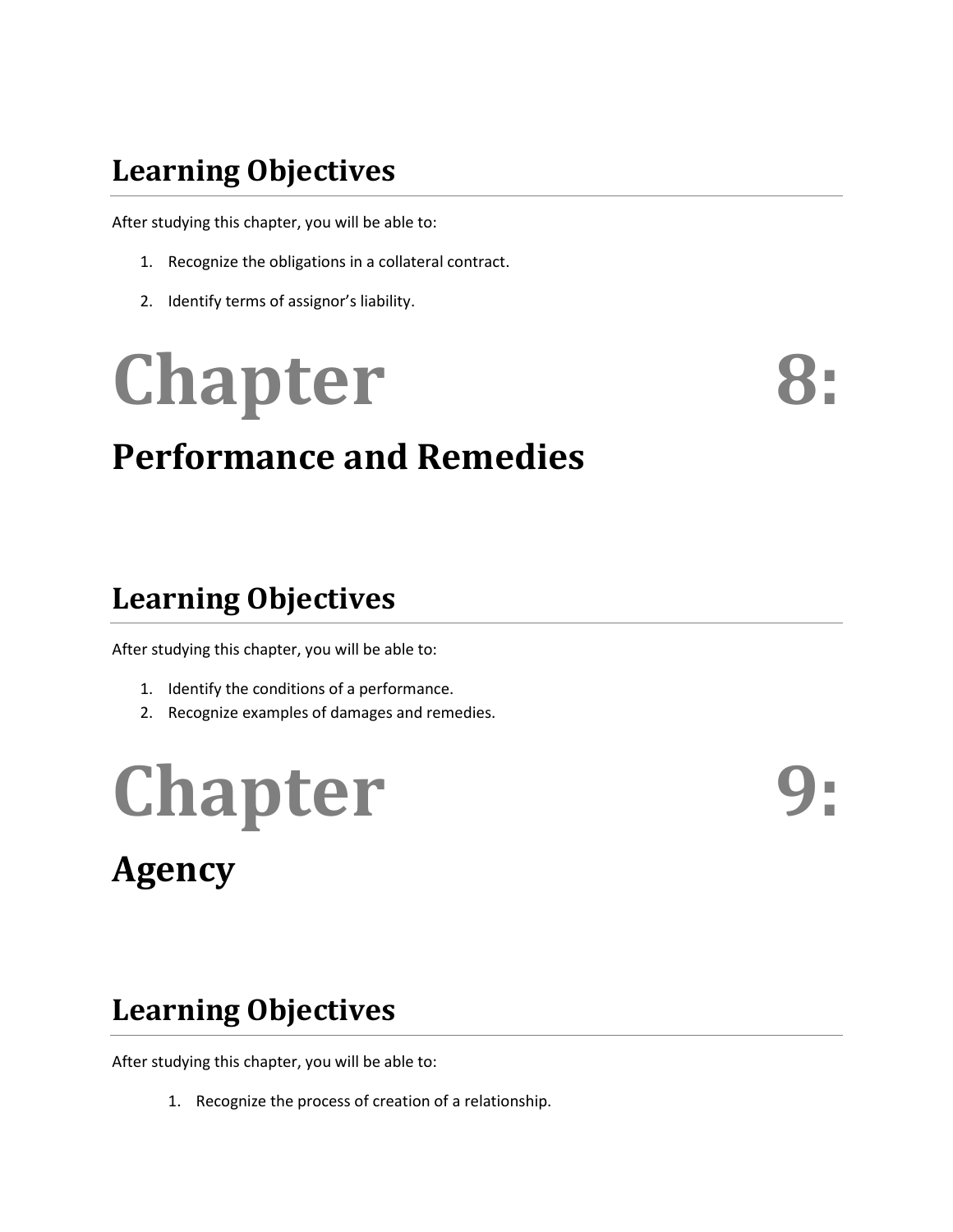## Learning Objectives

After studying this chapter, you will be able to:

1. Recognize the obligations in a collateral contract.
2. Identify terms of assignor's liability.

# Chapter 8:

## Performance and Remedies

## Learning Objectives

After studying this chapter, you will be able to:

1. Identify the conditions of a performance.
2. Recognize examples of damages and remedies.

# Chapter 9:

## Agency

## Learning Objectives

After studying this chapter, you will be able to:

1. Recognize the process of creation of a relationship.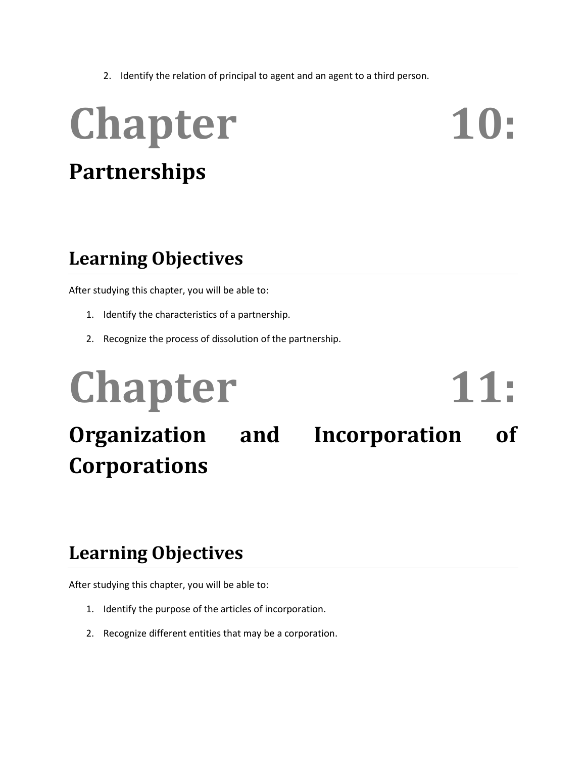2. Identify the relation of principal to agent and an agent to a third person.

# Chapter 10: Partnerships

## Learning Objectives

After studying this chapter, you will be able to:

1. Identify the characteristics of a partnership.
2. Recognize the process of dissolution of the partnership.

# Chapter 11: Organization and Incorporation of Corporations

## Learning Objectives

After studying this chapter, you will be able to:

1. Identify the purpose of the articles of incorporation.
2. Recognize different entities that may be a corporation.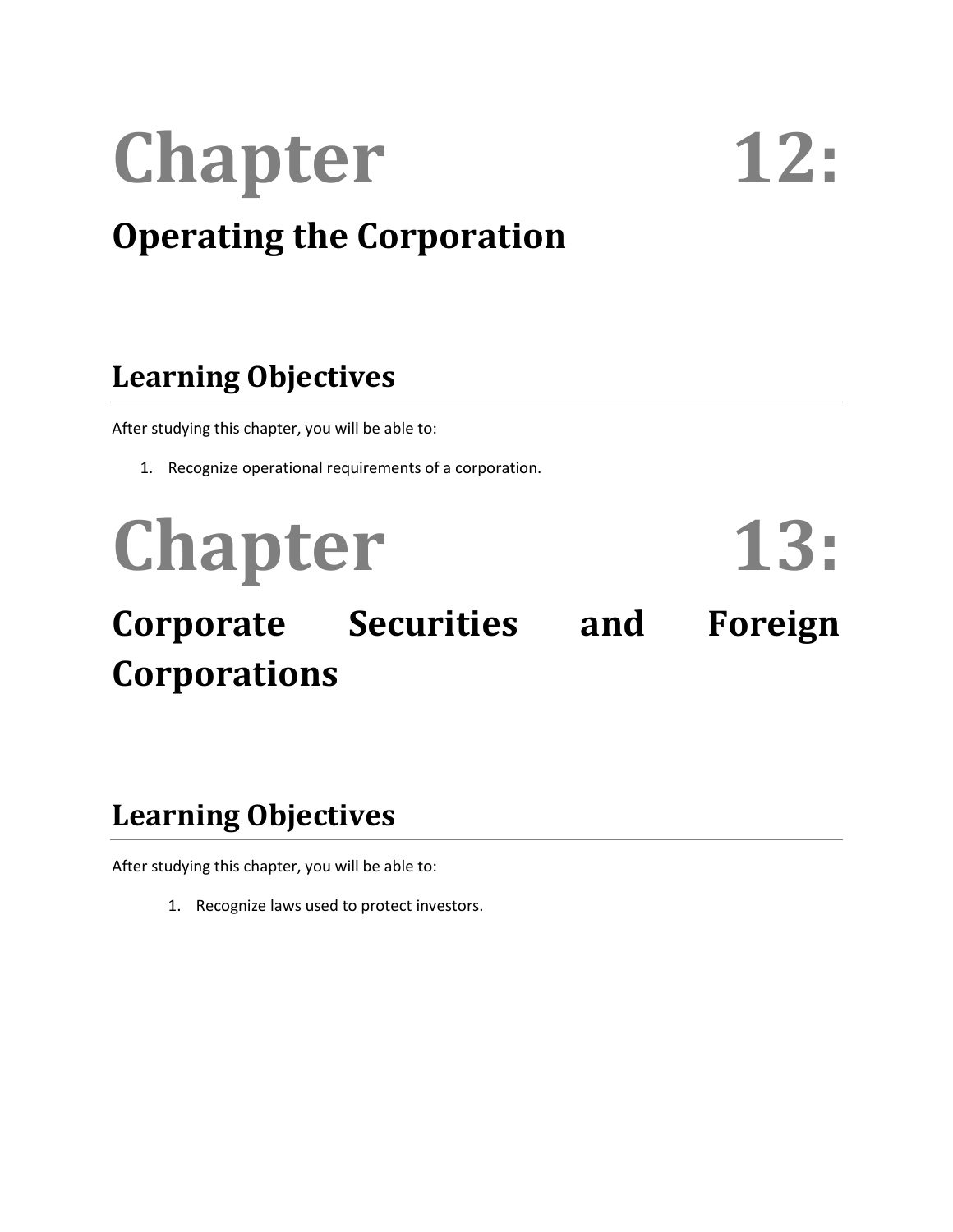# Chapter 12: Operating the Corporation

## Learning Objectives

After studying this chapter, you will be able to:

1. Recognize operational requirements of a corporation.

# Chapter 13: Corporate Securities and Foreign Corporations

## Learning Objectives

After studying this chapter, you will be able to:

1. Recognize laws used to protect investors.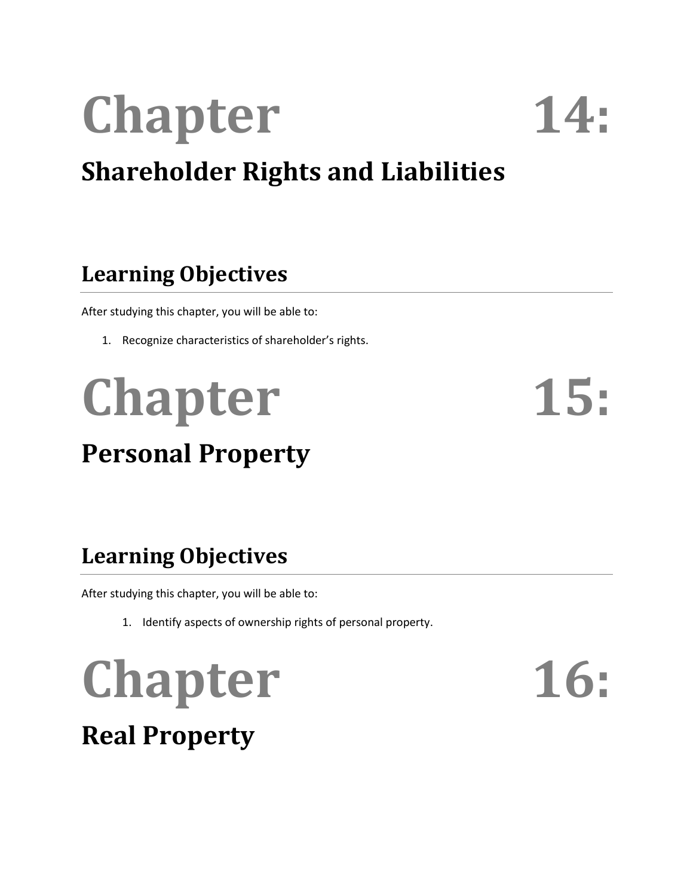# Chapter 14:

## Shareholder Rights and Liabilities

### Learning Objectives

After studying this chapter, you will be able to:

1. Recognize characteristics of shareholder's rights.

# Chapter 15:

## Personal Property

### Learning Objectives

After studying this chapter, you will be able to:

1. Identify aspects of ownership rights of personal property.

# Chapter 16:

## Real Property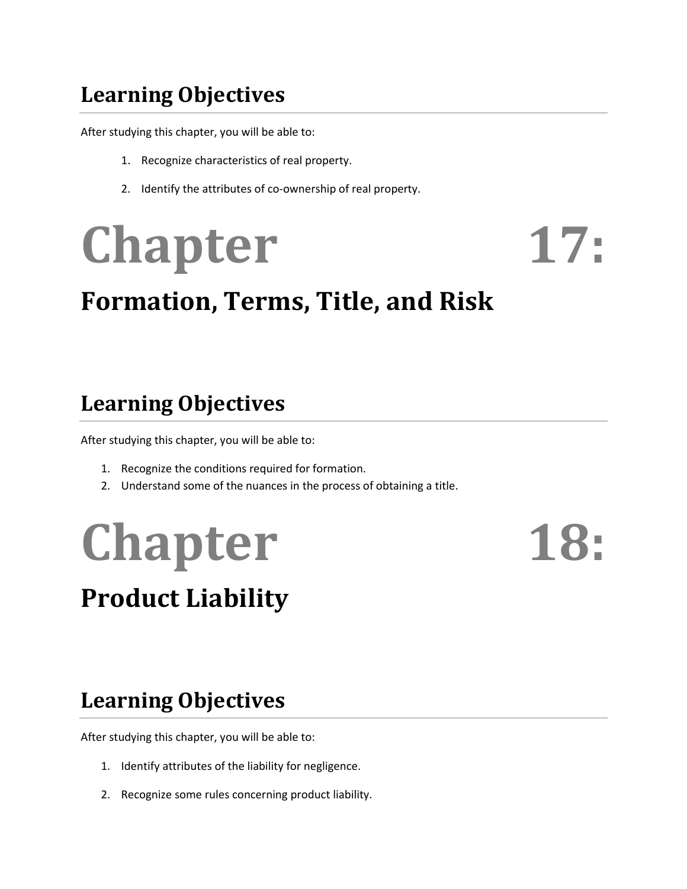## Learning Objectives

After studying this chapter, you will be able to:

1. Recognize characteristics of real property.
2. Identify the attributes of co-ownership of real property.

# Chapter 17:

## Formation, Terms, Title, and Risk

## Learning Objectives

After studying this chapter, you will be able to:

1. Recognize the conditions required for formation.
2. Understand some of the nuances in the process of obtaining a title.

# Chapter 18:

## Product Liability

## Learning Objectives

After studying this chapter, you will be able to:

1. Identify attributes of the liability for negligence.
2. Recognize some rules concerning product liability.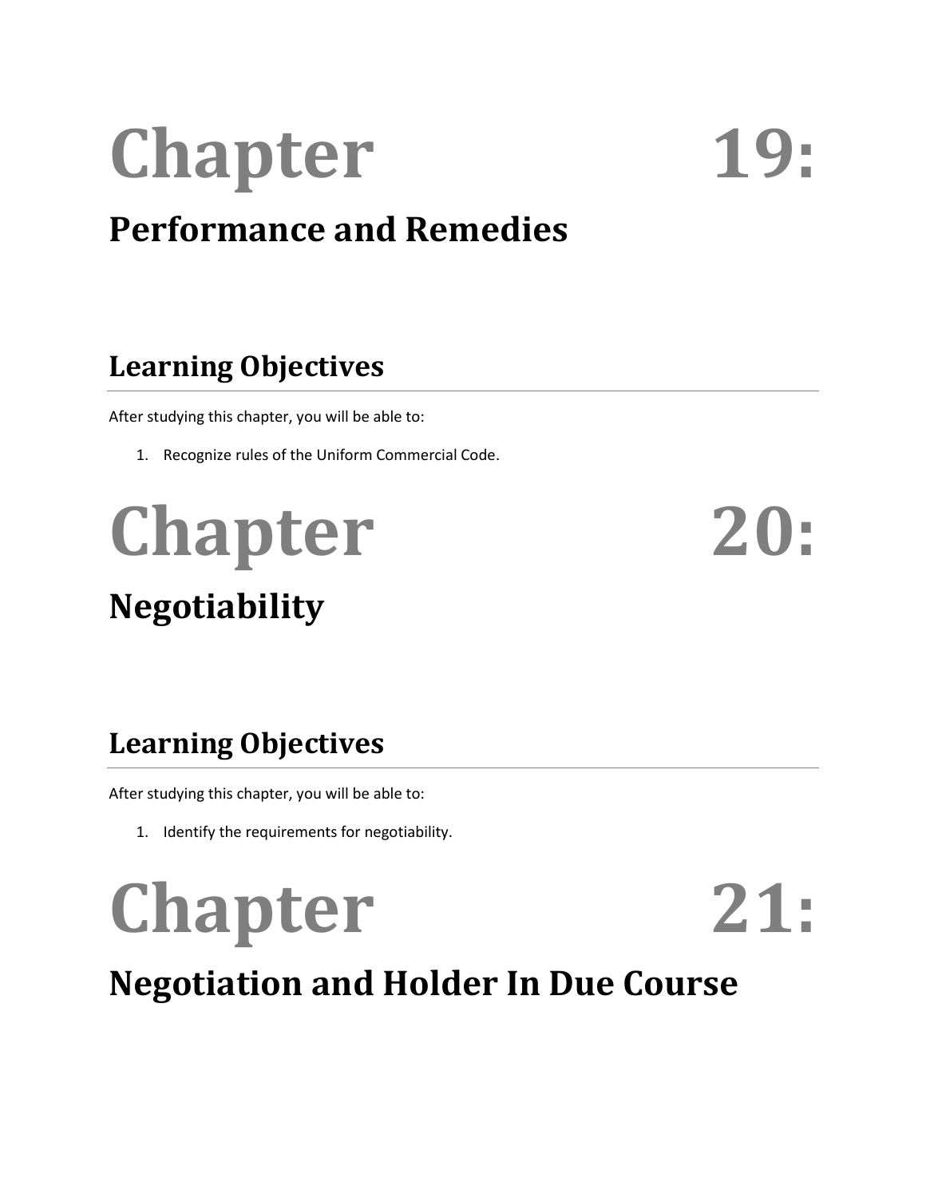# Chapter 19:

## Performance and Remedies

### Learning Objectives

After studying this chapter, you will be able to:

1. Recognize rules of the Uniform Commercial Code.

# Chapter 20:

## Negotiability

### Learning Objectives

After studying this chapter, you will be able to:

1. Identify the requirements for negotiability.

# Chapter 21:

## Negotiation and Holder In Due Course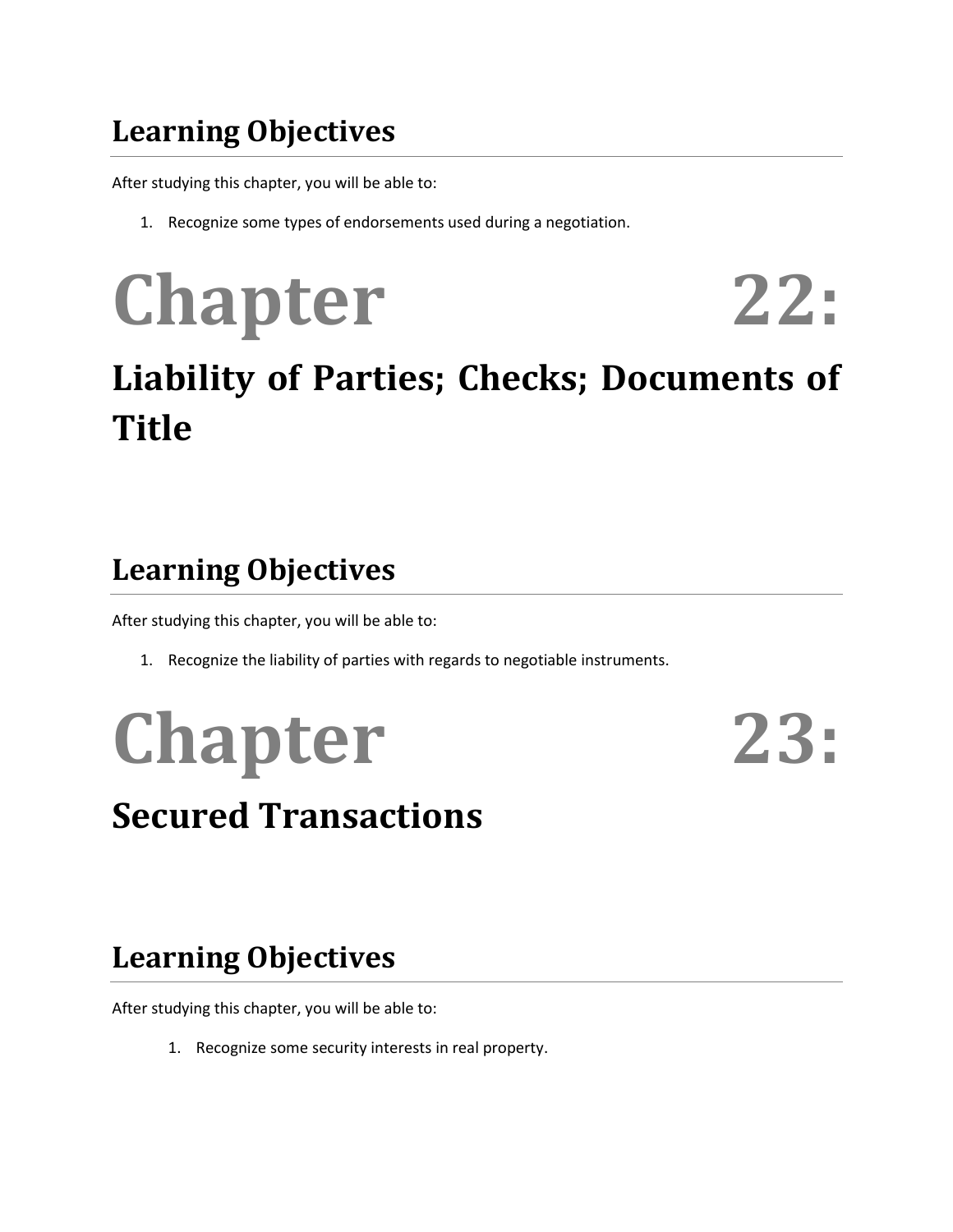## Learning Objectives

After studying this chapter, you will be able to:

1. Recognize some types of endorsements used during a negotiation.

# Chapter 22: Liability of Parties; Checks; Documents of Title

## Learning Objectives

After studying this chapter, you will be able to:

1. Recognize the liability of parties with regards to negotiable instruments.

# Chapter 23: Secured Transactions

## Learning Objectives

After studying this chapter, you will be able to:

1. Recognize some security interests in real property.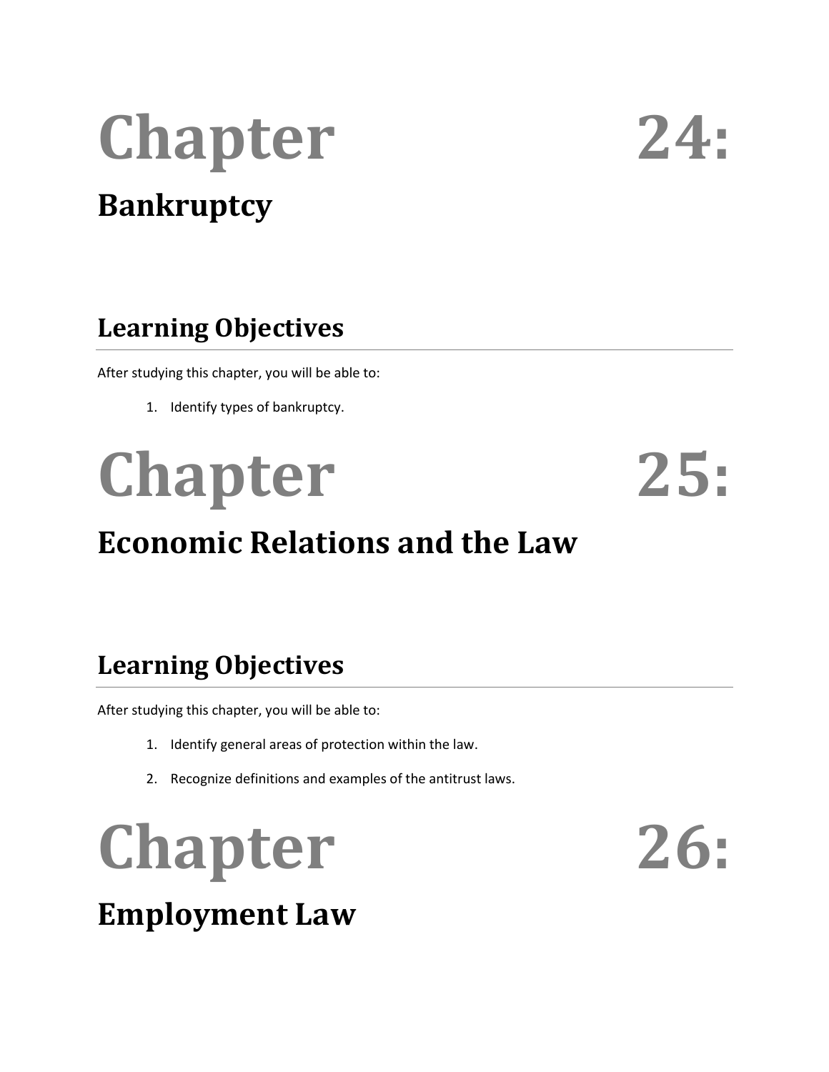# Chapter 24:

## Bankruptcy

### Learning Objectives

After studying this chapter, you will be able to:

1. Identify types of bankruptcy.

# Chapter 25:

## Economic Relations and the Law

### Learning Objectives

After studying this chapter, you will be able to:

1. Identify general areas of protection within the law.
2. Recognize definitions and examples of the antitrust laws.

# Chapter 26:

## Employment Law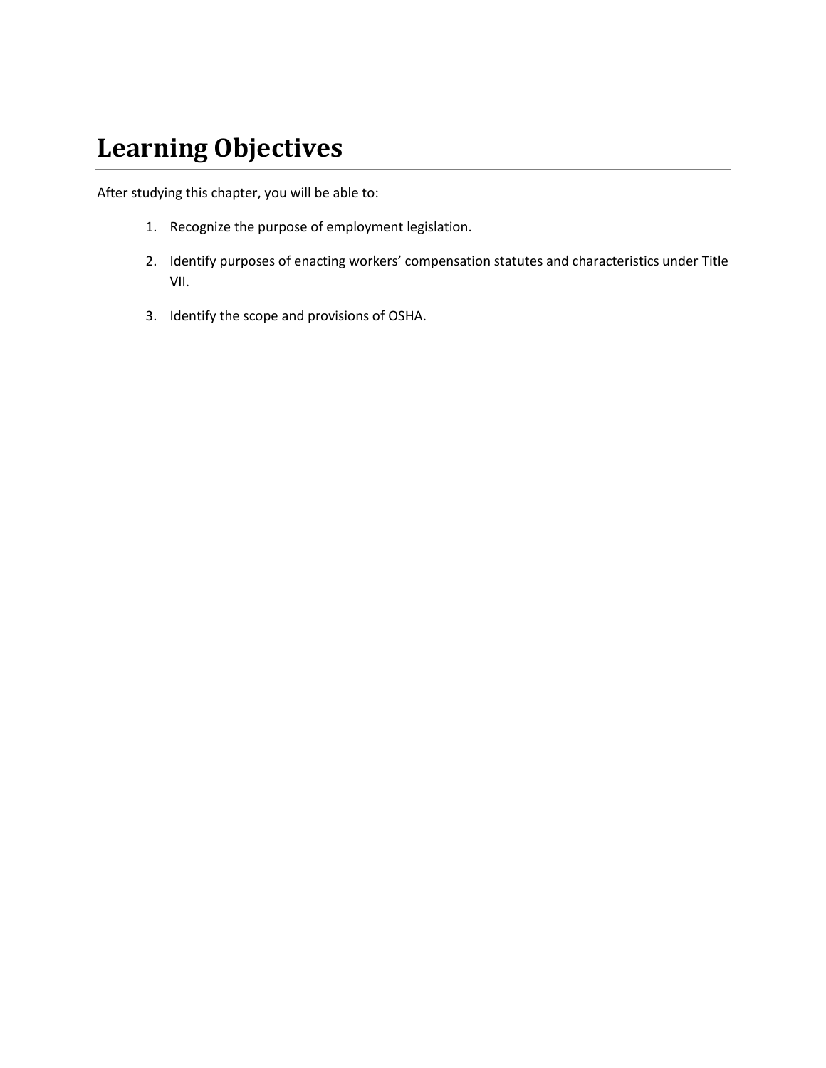# Learning Objectives

After studying this chapter, you will be able to:

1. Recognize the purpose of employment legislation.
2. Identify purposes of enacting workers' compensation statutes and characteristics under Title VII.
3. Identify the scope and provisions of OSHA.